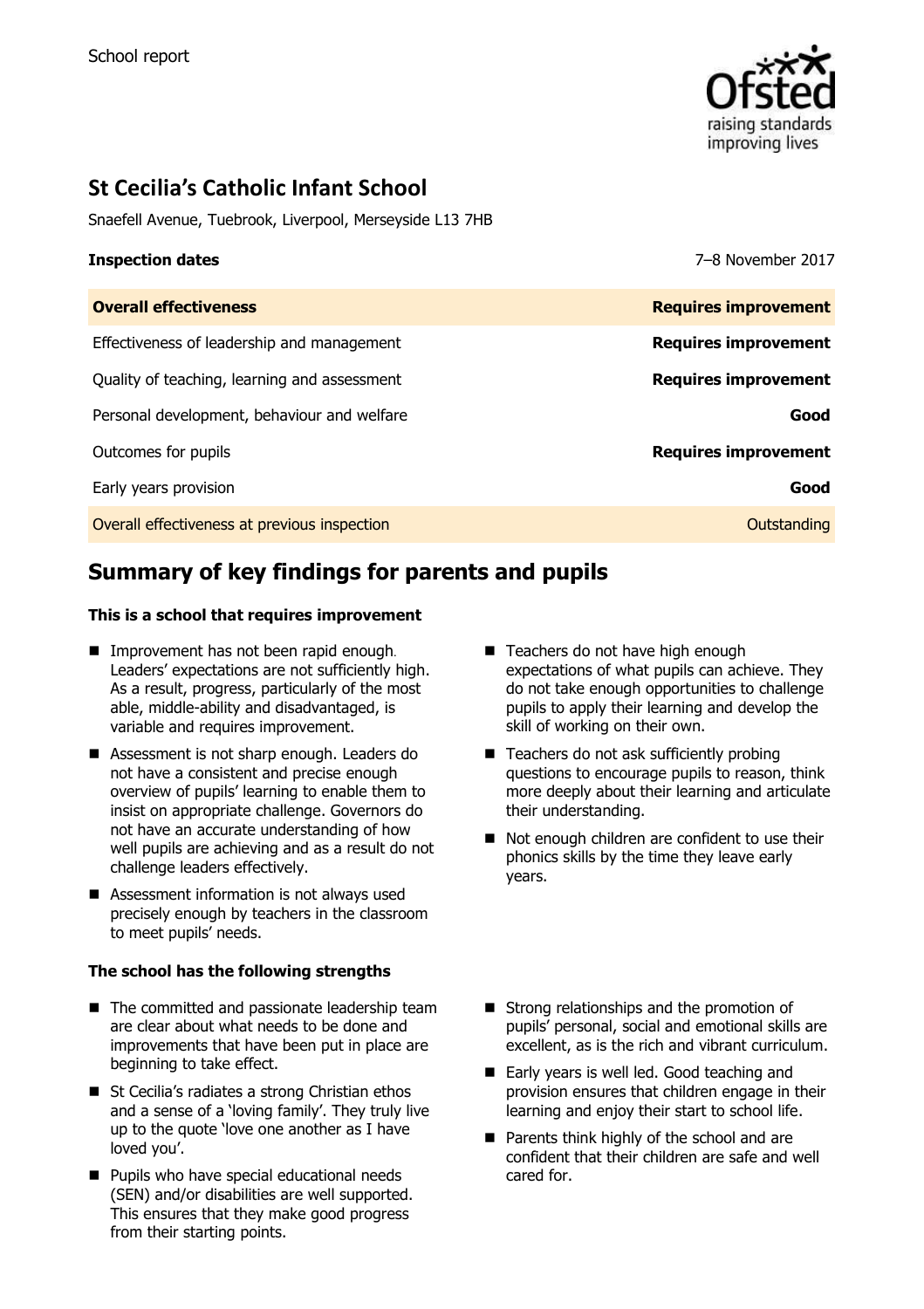School report

# St Cecilia's Catholic Infant School

Snaefell Avenue, Tuebrook, Liverpool, Merseyside L13 7HB

**Inspection dates** 7–8 November 2017

| **Overall effectiveness** | **Requires improvement** |
| --- | --- |
| Effectiveness of leadership and management | **Requires improvement** |
| Quality of teaching, learning and assessment | **Requires improvement** |
| Personal development, behaviour and welfare | **Good** |
| Outcomes for pupils | **Requires improvement** |
| Early years provision | **Good** |
| Overall effectiveness at previous inspection | Outstanding |

## Summary of key findings for parents and pupils

**This is a school that requires improvement**

- Improvement has not been rapid enough. Leaders' expectations are not sufficiently high. As a result, progress, particularly of the most able, middle-ability and disadvantaged, is variable and requires improvement.
- Assessment is not sharp enough. Leaders do not have a consistent and precise enough overview of pupils' learning to enable them to insist on appropriate challenge. Governors do not have an accurate understanding of how well pupils are achieving and as a result do not challenge leaders effectively.
- Assessment information is not always used precisely enough by teachers in the classroom to meet pupils' needs.
- Teachers do not have high enough expectations of what pupils can achieve. They do not take enough opportunities to challenge pupils to apply their learning and develop the skill of working on their own.
- Teachers do not ask sufficiently probing questions to encourage pupils to reason, think more deeply about their learning and articulate their understanding.
- Not enough children are confident to use their phonics skills by the time they leave early years.

**The school has the following strengths**

- The committed and passionate leadership team are clear about what needs to be done and improvements that have been put in place are beginning to take effect.
- St Cecilia's radiates a strong Christian ethos and a sense of a 'loving family'. They truly live up to the quote 'love one another as I have loved you'.
- Pupils who have special educational needs (SEN) and/or disabilities are well supported. This ensures that they make good progress from their starting points.
- Strong relationships and the promotion of pupils' personal, social and emotional skills are excellent, as is the rich and vibrant curriculum.
- Early years is well led. Good teaching and provision ensures that children engage in their learning and enjoy their start to school life.
- Parents think highly of the school and are confident that their children are safe and well cared for.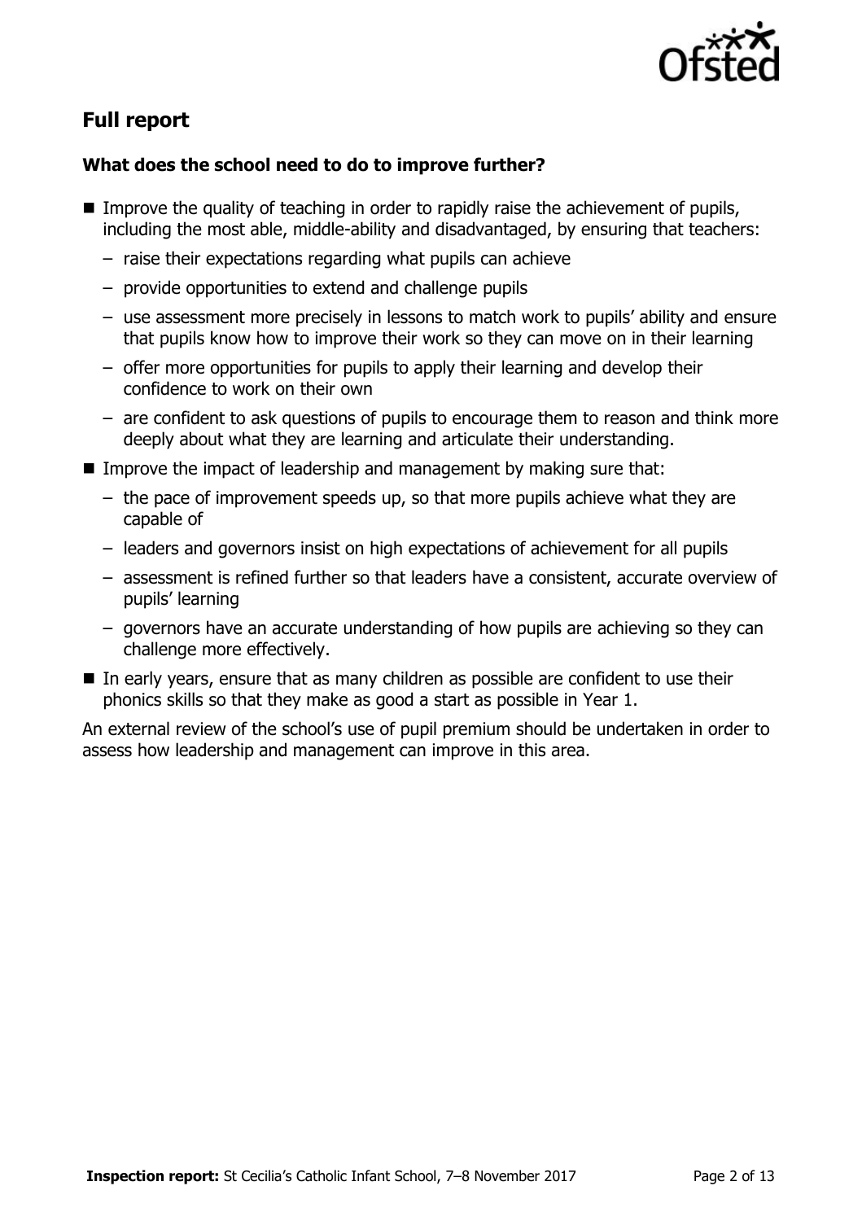## Full report

### What does the school need to do to improve further?

- Improve the quality of teaching in order to rapidly raise the achievement of pupils, including the most able, middle-ability and disadvantaged, by ensuring that teachers:
  - raise their expectations regarding what pupils can achieve
  - provide opportunities to extend and challenge pupils
  - use assessment more precisely in lessons to match work to pupils' ability and ensure that pupils know how to improve their work so they can move on in their learning
  - offer more opportunities for pupils to apply their learning and develop their confidence to work on their own
  - are confident to ask questions of pupils to encourage them to reason and think more deeply about what they are learning and articulate their understanding.
- Improve the impact of leadership and management by making sure that:
  - the pace of improvement speeds up, so that more pupils achieve what they are capable of
  - leaders and governors insist on high expectations of achievement for all pupils
  - assessment is refined further so that leaders have a consistent, accurate overview of pupils' learning
  - governors have an accurate understanding of how pupils are achieving so they can challenge more effectively.
- In early years, ensure that as many children as possible are confident to use their phonics skills so that they make as good a start as possible in Year 1.

An external review of the school's use of pupil premium should be undertaken in order to assess how leadership and management can improve in this area.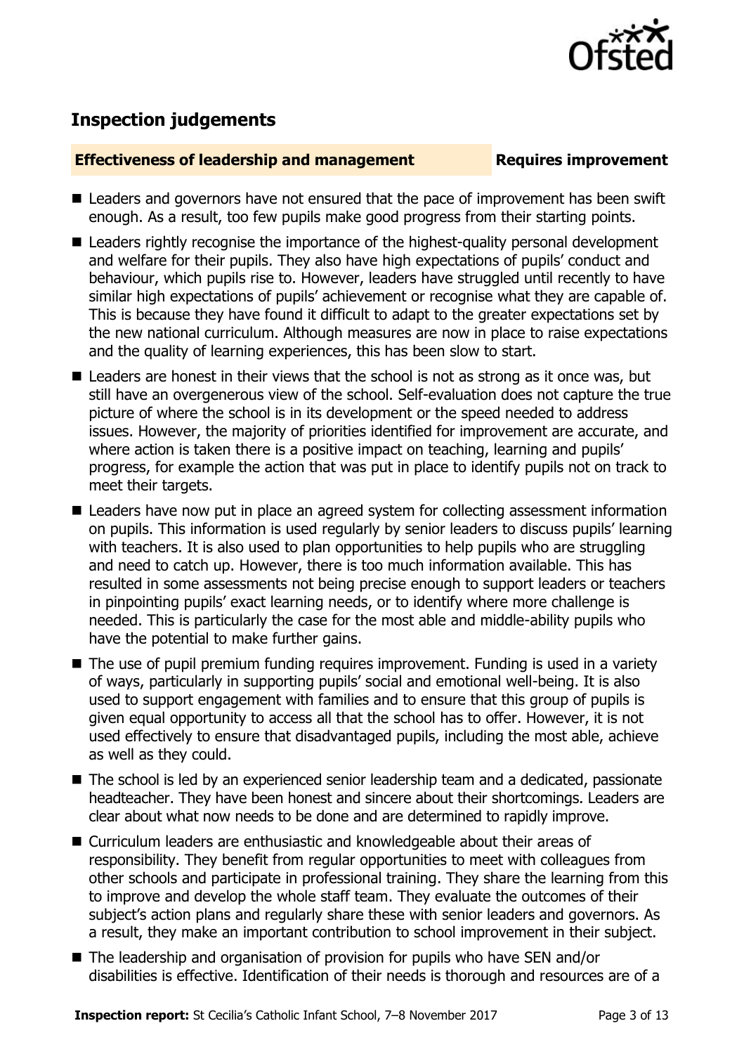## Inspection judgements

**Effectiveness of leadership and management** **Requires improvement**

- Leaders and governors have not ensured that the pace of improvement has been swift enough. As a result, too few pupils make good progress from their starting points.
- Leaders rightly recognise the importance of the highest-quality personal development and welfare for their pupils. They also have high expectations of pupils' conduct and behaviour, which pupils rise to. However, leaders have struggled until recently to have similar high expectations of pupils' achievement or recognise what they are capable of. This is because they have found it difficult to adapt to the greater expectations set by the new national curriculum. Although measures are now in place to raise expectations and the quality of learning experiences, this has been slow to start.
- Leaders are honest in their views that the school is not as strong as it once was, but still have an overgenerous view of the school. Self-evaluation does not capture the true picture of where the school is in its development or the speed needed to address issues. However, the majority of priorities identified for improvement are accurate, and where action is taken there is a positive impact on teaching, learning and pupils' progress, for example the action that was put in place to identify pupils not on track to meet their targets.
- Leaders have now put in place an agreed system for collecting assessment information on pupils. This information is used regularly by senior leaders to discuss pupils' learning with teachers. It is also used to plan opportunities to help pupils who are struggling and need to catch up. However, there is too much information available. This has resulted in some assessments not being precise enough to support leaders or teachers in pinpointing pupils' exact learning needs, or to identify where more challenge is needed. This is particularly the case for the most able and middle-ability pupils who have the potential to make further gains.
- The use of pupil premium funding requires improvement. Funding is used in a variety of ways, particularly in supporting pupils' social and emotional well-being. It is also used to support engagement with families and to ensure that this group of pupils is given equal opportunity to access all that the school has to offer. However, it is not used effectively to ensure that disadvantaged pupils, including the most able, achieve as well as they could.
- The school is led by an experienced senior leadership team and a dedicated, passionate headteacher. They have been honest and sincere about their shortcomings. Leaders are clear about what now needs to be done and are determined to rapidly improve.
- Curriculum leaders are enthusiastic and knowledgeable about their areas of responsibility. They benefit from regular opportunities to meet with colleagues from other schools and participate in professional training. They share the learning from this to improve and develop the whole staff team. They evaluate the outcomes of their subject's action plans and regularly share these with senior leaders and governors. As a result, they make an important contribution to school improvement in their subject.
- The leadership and organisation of provision for pupils who have SEN and/or disabilities is effective. Identification of their needs is thorough and resources are of a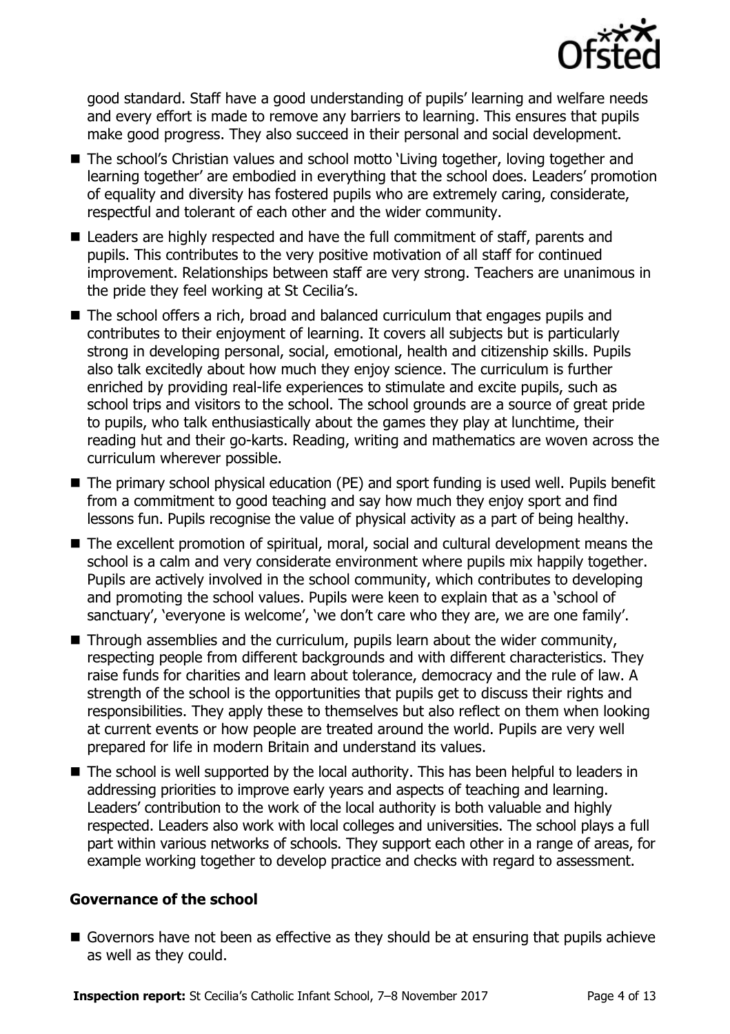good standard. Staff have a good understanding of pupils' learning and welfare needs and every effort is made to remove any barriers to learning. This ensures that pupils make good progress. They also succeed in their personal and social development.

- The school's Christian values and school motto 'Living together, loving together and learning together' are embodied in everything that the school does. Leaders' promotion of equality and diversity has fostered pupils who are extremely caring, considerate, respectful and tolerant of each other and the wider community.
- Leaders are highly respected and have the full commitment of staff, parents and pupils. This contributes to the very positive motivation of all staff for continued improvement. Relationships between staff are very strong. Teachers are unanimous in the pride they feel working at St Cecilia's.
- The school offers a rich, broad and balanced curriculum that engages pupils and contributes to their enjoyment of learning. It covers all subjects but is particularly strong in developing personal, social, emotional, health and citizenship skills. Pupils also talk excitedly about how much they enjoy science. The curriculum is further enriched by providing real-life experiences to stimulate and excite pupils, such as school trips and visitors to the school. The school grounds are a source of great pride to pupils, who talk enthusiastically about the games they play at lunchtime, their reading hut and their go-karts. Reading, writing and mathematics are woven across the curriculum wherever possible.
- The primary school physical education (PE) and sport funding is used well. Pupils benefit from a commitment to good teaching and say how much they enjoy sport and find lessons fun. Pupils recognise the value of physical activity as a part of being healthy.
- The excellent promotion of spiritual, moral, social and cultural development means the school is a calm and very considerate environment where pupils mix happily together. Pupils are actively involved in the school community, which contributes to developing and promoting the school values. Pupils were keen to explain that as a 'school of sanctuary', 'everyone is welcome', 'we don't care who they are, we are one family'.
- Through assemblies and the curriculum, pupils learn about the wider community, respecting people from different backgrounds and with different characteristics. They raise funds for charities and learn about tolerance, democracy and the rule of law. A strength of the school is the opportunities that pupils get to discuss their rights and responsibilities. They apply these to themselves but also reflect on them when looking at current events or how people are treated around the world. Pupils are very well prepared for life in modern Britain and understand its values.
- The school is well supported by the local authority. This has been helpful to leaders in addressing priorities to improve early years and aspects of teaching and learning. Leaders' contribution to the work of the local authority is both valuable and highly respected. Leaders also work with local colleges and universities. The school plays a full part within various networks of schools. They support each other in a range of areas, for example working together to develop practice and checks with regard to assessment.

### Governance of the school

- Governors have not been as effective as they should be at ensuring that pupils achieve as well as they could.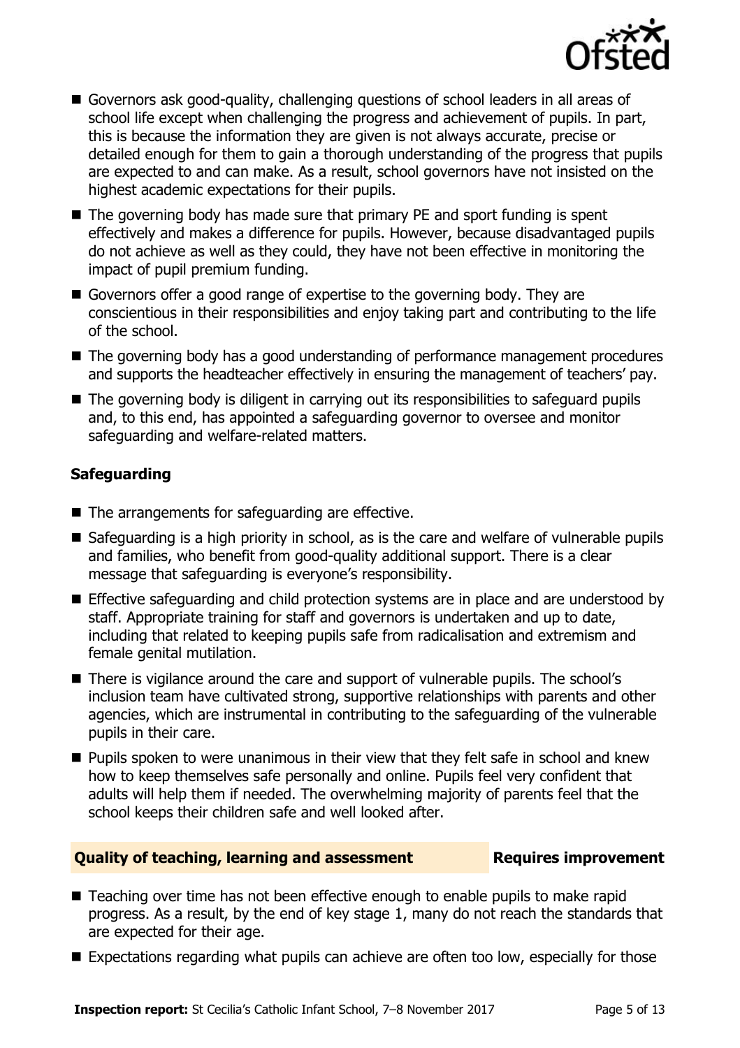- Governors ask good-quality, challenging questions of school leaders in all areas of school life except when challenging the progress and achievement of pupils. In part, this is because the information they are given is not always accurate, precise or detailed enough for them to gain a thorough understanding of the progress that pupils are expected to and can make. As a result, school governors have not insisted on the highest academic expectations for their pupils.
- The governing body has made sure that primary PE and sport funding is spent effectively and makes a difference for pupils. However, because disadvantaged pupils do not achieve as well as they could, they have not been effective in monitoring the impact of pupil premium funding.
- Governors offer a good range of expertise to the governing body. They are conscientious in their responsibilities and enjoy taking part and contributing to the life of the school.
- The governing body has a good understanding of performance management procedures and supports the headteacher effectively in ensuring the management of teachers' pay.
- The governing body is diligent in carrying out its responsibilities to safeguard pupils and, to this end, has appointed a safeguarding governor to oversee and monitor safeguarding and welfare-related matters.

### Safeguarding

- The arrangements for safeguarding are effective.
- Safeguarding is a high priority in school, as is the care and welfare of vulnerable pupils and families, who benefit from good-quality additional support. There is a clear message that safeguarding is everyone's responsibility.
- Effective safeguarding and child protection systems are in place and are understood by staff. Appropriate training for staff and governors is undertaken and up to date, including that related to keeping pupils safe from radicalisation and extremism and female genital mutilation.
- There is vigilance around the care and support of vulnerable pupils. The school's inclusion team have cultivated strong, supportive relationships with parents and other agencies, which are instrumental in contributing to the safeguarding of the vulnerable pupils in their care.
- Pupils spoken to were unanimous in their view that they felt safe in school and knew how to keep themselves safe personally and online. Pupils feel very confident that adults will help them if needed. The overwhelming majority of parents feel that the school keeps their children safe and well looked after.

## Quality of teaching, learning and assessment — Requires improvement

- Teaching over time has not been effective enough to enable pupils to make rapid progress. As a result, by the end of key stage 1, many do not reach the standards that are expected for their age.
- Expectations regarding what pupils can achieve are often too low, especially for those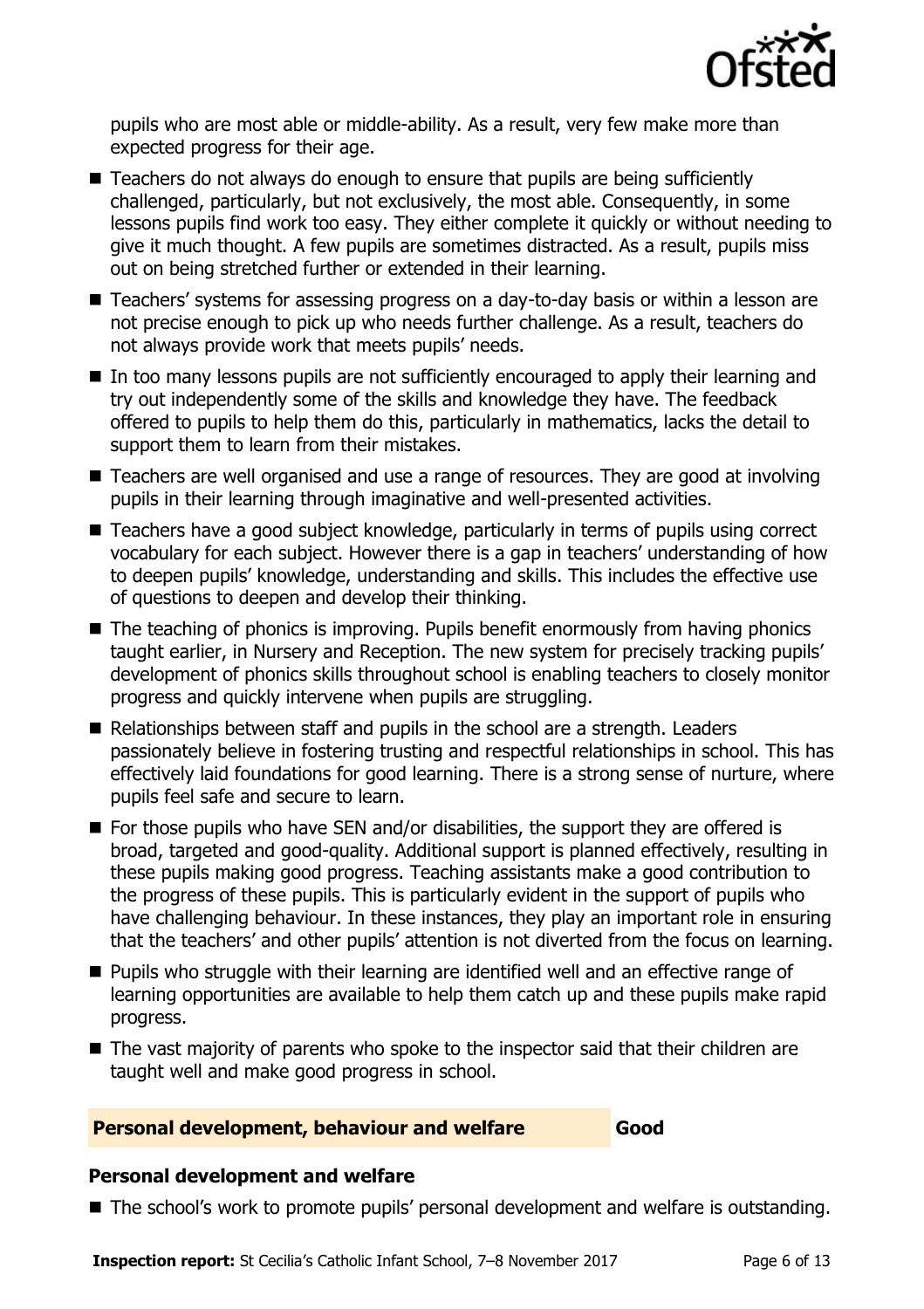pupils who are most able or middle-ability. As a result, very few make more than expected progress for their age.

- Teachers do not always do enough to ensure that pupils are being sufficiently challenged, particularly, but not exclusively, the most able. Consequently, in some lessons pupils find work too easy. They either complete it quickly or without needing to give it much thought. A few pupils are sometimes distracted. As a result, pupils miss out on being stretched further or extended in their learning.
- Teachers' systems for assessing progress on a day-to-day basis or within a lesson are not precise enough to pick up who needs further challenge. As a result, teachers do not always provide work that meets pupils' needs.
- In too many lessons pupils are not sufficiently encouraged to apply their learning and try out independently some of the skills and knowledge they have. The feedback offered to pupils to help them do this, particularly in mathematics, lacks the detail to support them to learn from their mistakes.
- Teachers are well organised and use a range of resources. They are good at involving pupils in their learning through imaginative and well-presented activities.
- Teachers have a good subject knowledge, particularly in terms of pupils using correct vocabulary for each subject. However there is a gap in teachers' understanding of how to deepen pupils' knowledge, understanding and skills. This includes the effective use of questions to deepen and develop their thinking.
- The teaching of phonics is improving. Pupils benefit enormously from having phonics taught earlier, in Nursery and Reception. The new system for precisely tracking pupils' development of phonics skills throughout school is enabling teachers to closely monitor progress and quickly intervene when pupils are struggling.
- Relationships between staff and pupils in the school are a strength. Leaders passionately believe in fostering trusting and respectful relationships in school. This has effectively laid foundations for good learning. There is a strong sense of nurture, where pupils feel safe and secure to learn.
- For those pupils who have SEN and/or disabilities, the support they are offered is broad, targeted and good-quality. Additional support is planned effectively, resulting in these pupils making good progress. Teaching assistants make a good contribution to the progress of these pupils. This is particularly evident in the support of pupils who have challenging behaviour. In these instances, they play an important role in ensuring that the teachers' and other pupils' attention is not diverted from the focus on learning.
- Pupils who struggle with their learning are identified well and an effective range of learning opportunities are available to help them catch up and these pupils make rapid progress.
- The vast majority of parents who spoke to the inspector said that their children are taught well and make good progress in school.

## Personal development, behaviour and welfare — Good

### Personal development and welfare

- The school's work to promote pupils' personal development and welfare is outstanding.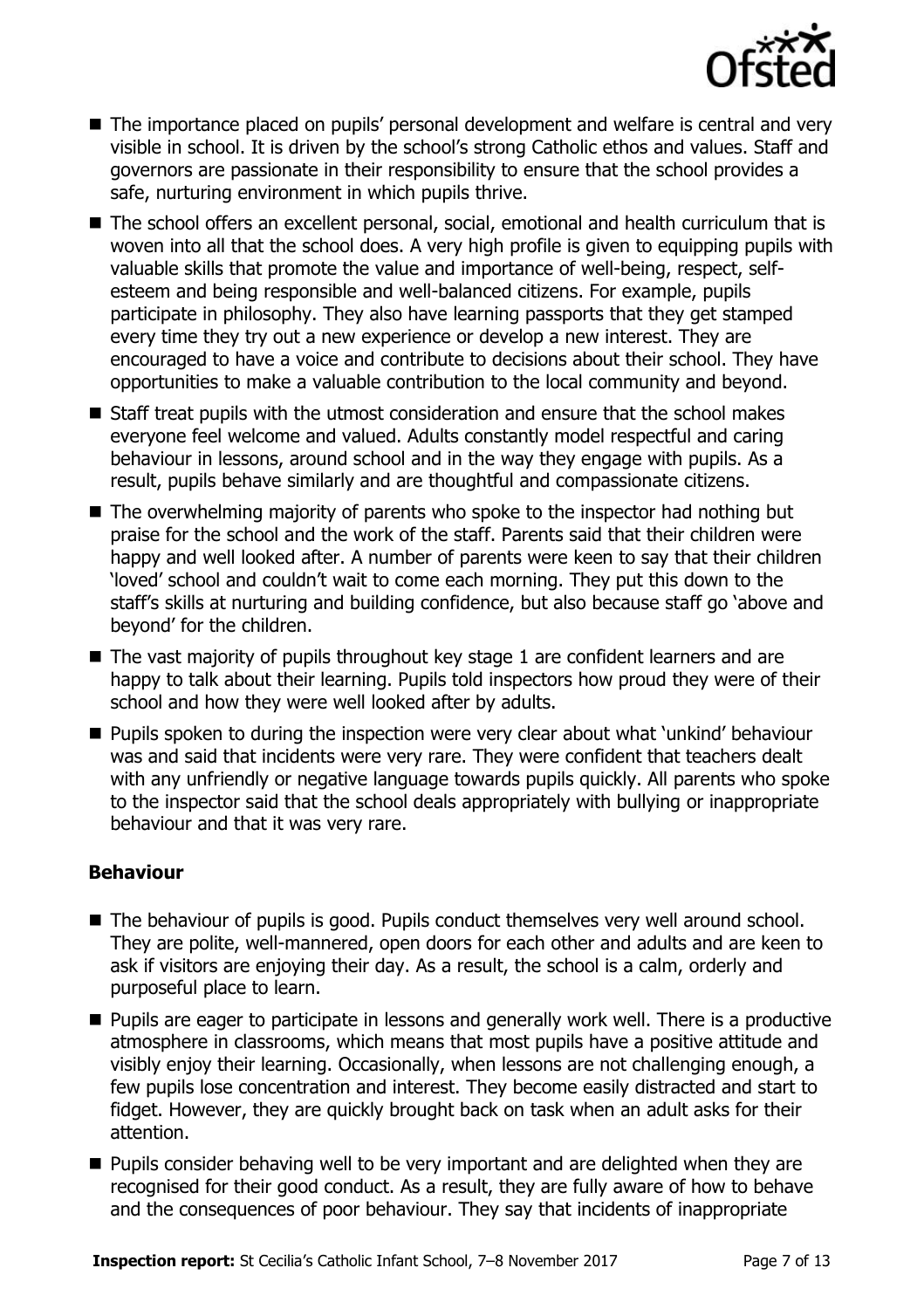- The importance placed on pupils' personal development and welfare is central and very visible in school. It is driven by the school's strong Catholic ethos and values. Staff and governors are passionate in their responsibility to ensure that the school provides a safe, nurturing environment in which pupils thrive.
- The school offers an excellent personal, social, emotional and health curriculum that is woven into all that the school does. A very high profile is given to equipping pupils with valuable skills that promote the value and importance of well-being, respect, self-esteem and being responsible and well-balanced citizens. For example, pupils participate in philosophy. They also have learning passports that they get stamped every time they try out a new experience or develop a new interest. They are encouraged to have a voice and contribute to decisions about their school. They have opportunities to make a valuable contribution to the local community and beyond.
- Staff treat pupils with the utmost consideration and ensure that the school makes everyone feel welcome and valued. Adults constantly model respectful and caring behaviour in lessons, around school and in the way they engage with pupils. As a result, pupils behave similarly and are thoughtful and compassionate citizens.
- The overwhelming majority of parents who spoke to the inspector had nothing but praise for the school and the work of the staff. Parents said that their children were happy and well looked after. A number of parents were keen to say that their children 'loved' school and couldn't wait to come each morning. They put this down to the staff's skills at nurturing and building confidence, but also because staff go 'above and beyond' for the children.
- The vast majority of pupils throughout key stage 1 are confident learners and are happy to talk about their learning. Pupils told inspectors how proud they were of their school and how they were well looked after by adults.
- Pupils spoken to during the inspection were very clear about what 'unkind' behaviour was and said that incidents were very rare. They were confident that teachers dealt with any unfriendly or negative language towards pupils quickly. All parents who spoke to the inspector said that the school deals appropriately with bullying or inappropriate behaviour and that it was very rare.

### Behaviour

- The behaviour of pupils is good. Pupils conduct themselves very well around school. They are polite, well-mannered, open doors for each other and adults and are keen to ask if visitors are enjoying their day. As a result, the school is a calm, orderly and purposeful place to learn.
- Pupils are eager to participate in lessons and generally work well. There is a productive atmosphere in classrooms, which means that most pupils have a positive attitude and visibly enjoy their learning. Occasionally, when lessons are not challenging enough, a few pupils lose concentration and interest. They become easily distracted and start to fidget. However, they are quickly brought back on task when an adult asks for their attention.
- Pupils consider behaving well to be very important and are delighted when they are recognised for their good conduct. As a result, they are fully aware of how to behave and the consequences of poor behaviour. They say that incidents of inappropriate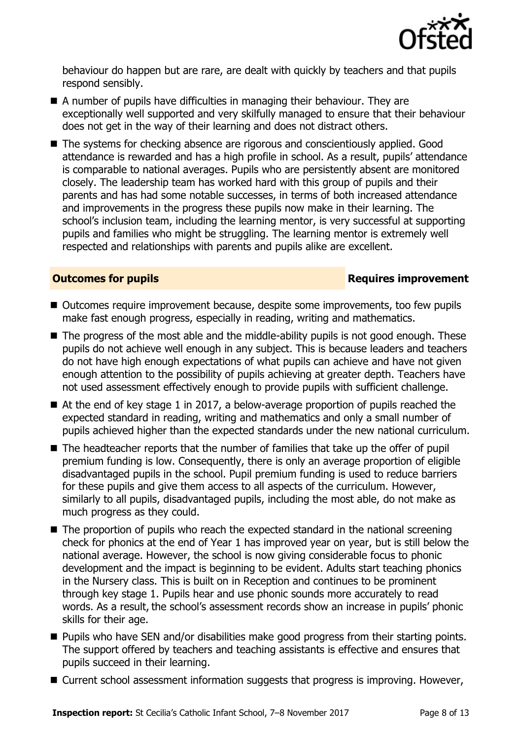behaviour do happen but are rare, are dealt with quickly by teachers and that pupils respond sensibly.

- A number of pupils have difficulties in managing their behaviour. They are exceptionally well supported and very skilfully managed to ensure that their behaviour does not get in the way of their learning and does not distract others.
- The systems for checking absence are rigorous and conscientiously applied. Good attendance is rewarded and has a high profile in school. As a result, pupils' attendance is comparable to national averages. Pupils who are persistently absent are monitored closely. The leadership team has worked hard with this group of pupils and their parents and has had some notable successes, in terms of both increased attendance and improvements in the progress these pupils now make in their learning. The school's inclusion team, including the learning mentor, is very successful at supporting pupils and families who might be struggling. The learning mentor is extremely well respected and relationships with parents and pupils alike are excellent.

**Outcomes for pupils** **Requires improvement**

- Outcomes require improvement because, despite some improvements, too few pupils make fast enough progress, especially in reading, writing and mathematics.
- The progress of the most able and the middle-ability pupils is not good enough. These pupils do not achieve well enough in any subject. This is because leaders and teachers do not have high enough expectations of what pupils can achieve and have not given enough attention to the possibility of pupils achieving at greater depth. Teachers have not used assessment effectively enough to provide pupils with sufficient challenge.
- At the end of key stage 1 in 2017, a below-average proportion of pupils reached the expected standard in reading, writing and mathematics and only a small number of pupils achieved higher than the expected standards under the new national curriculum.
- The headteacher reports that the number of families that take up the offer of pupil premium funding is low. Consequently, there is only an average proportion of eligible disadvantaged pupils in the school. Pupil premium funding is used to reduce barriers for these pupils and give them access to all aspects of the curriculum. However, similarly to all pupils, disadvantaged pupils, including the most able, do not make as much progress as they could.
- The proportion of pupils who reach the expected standard in the national screening check for phonics at the end of Year 1 has improved year on year, but is still below the national average. However, the school is now giving considerable focus to phonic development and the impact is beginning to be evident. Adults start teaching phonics in the Nursery class. This is built on in Reception and continues to be prominent through key stage 1. Pupils hear and use phonic sounds more accurately to read words. As a result, the school's assessment records show an increase in pupils' phonic skills for their age.
- Pupils who have SEN and/or disabilities make good progress from their starting points. The support offered by teachers and teaching assistants is effective and ensures that pupils succeed in their learning.
- Current school assessment information suggests that progress is improving. However,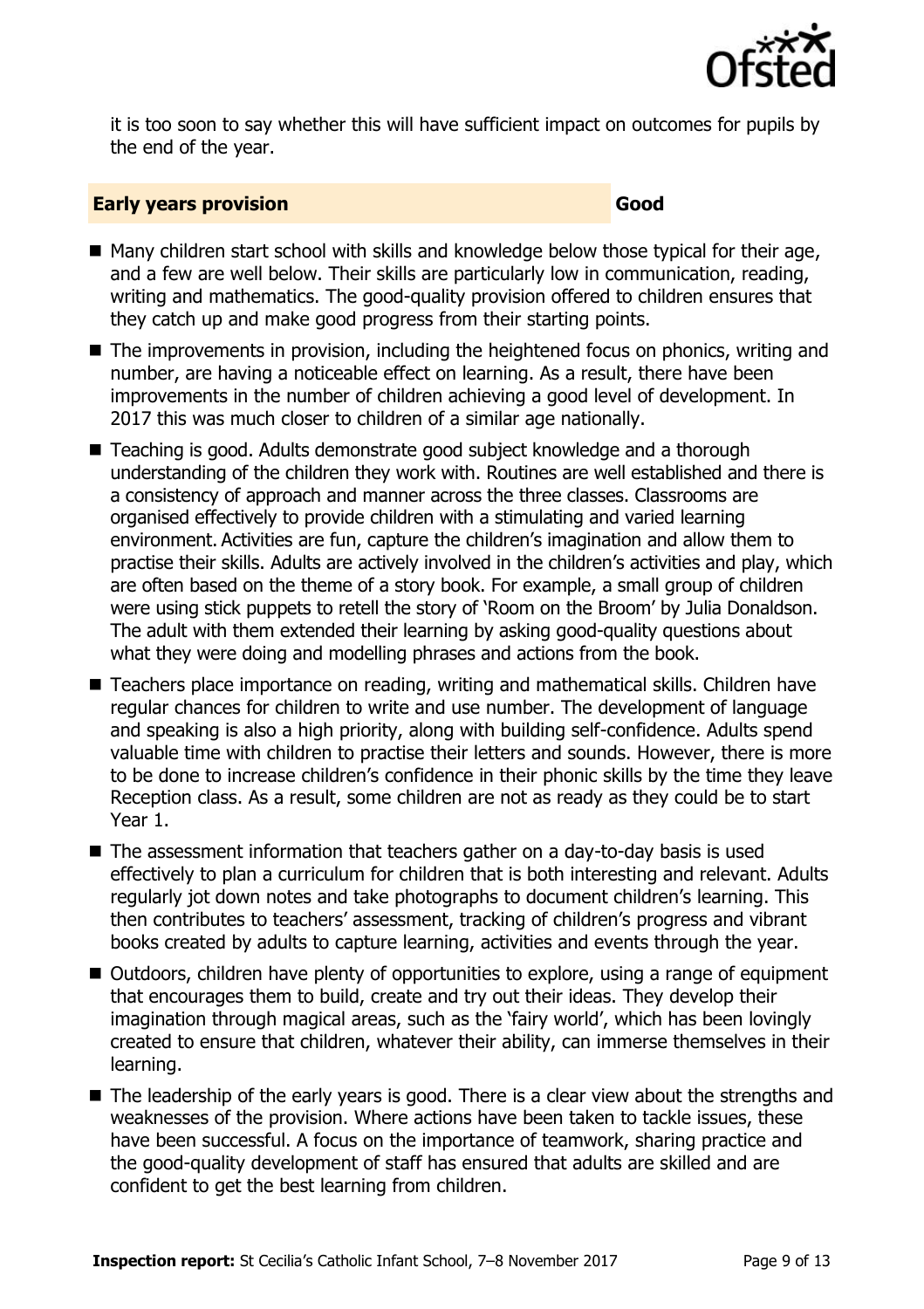it is too soon to say whether this will have sufficient impact on outcomes for pupils by the end of the year.

## Early years provision — Good

- Many children start school with skills and knowledge below those typical for their age, and a few are well below. Their skills are particularly low in communication, reading, writing and mathematics. The good-quality provision offered to children ensures that they catch up and make good progress from their starting points.
- The improvements in provision, including the heightened focus on phonics, writing and number, are having a noticeable effect on learning. As a result, there have been improvements in the number of children achieving a good level of development. In 2017 this was much closer to children of a similar age nationally.
- Teaching is good. Adults demonstrate good subject knowledge and a thorough understanding of the children they work with. Routines are well established and there is a consistency of approach and manner across the three classes. Classrooms are organised effectively to provide children with a stimulating and varied learning environment. Activities are fun, capture the children's imagination and allow them to practise their skills. Adults are actively involved in the children's activities and play, which are often based on the theme of a story book. For example, a small group of children were using stick puppets to retell the story of 'Room on the Broom' by Julia Donaldson. The adult with them extended their learning by asking good-quality questions about what they were doing and modelling phrases and actions from the book.
- Teachers place importance on reading, writing and mathematical skills. Children have regular chances for children to write and use number. The development of language and speaking is also a high priority, along with building self-confidence. Adults spend valuable time with children to practise their letters and sounds. However, there is more to be done to increase children's confidence in their phonic skills by the time they leave Reception class. As a result, some children are not as ready as they could be to start Year 1.
- The assessment information that teachers gather on a day-to-day basis is used effectively to plan a curriculum for children that is both interesting and relevant. Adults regularly jot down notes and take photographs to document children's learning. This then contributes to teachers' assessment, tracking of children's progress and vibrant books created by adults to capture learning, activities and events through the year.
- Outdoors, children have plenty of opportunities to explore, using a range of equipment that encourages them to build, create and try out their ideas. They develop their imagination through magical areas, such as the 'fairy world', which has been lovingly created to ensure that children, whatever their ability, can immerse themselves in their learning.
- The leadership of the early years is good. There is a clear view about the strengths and weaknesses of the provision. Where actions have been taken to tackle issues, these have been successful. A focus on the importance of teamwork, sharing practice and the good-quality development of staff has ensured that adults are skilled and are confident to get the best learning from children.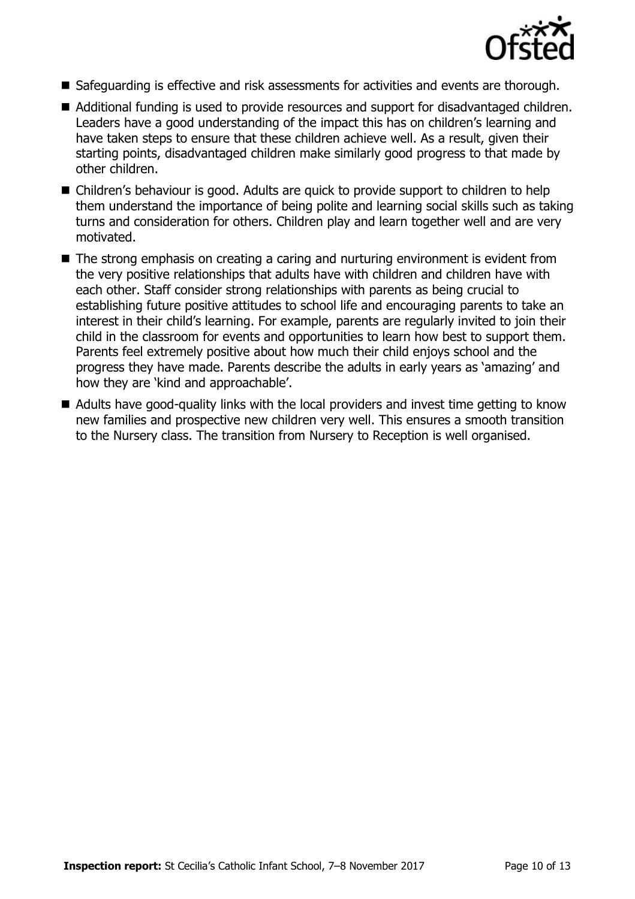- Safeguarding is effective and risk assessments for activities and events are thorough.
- Additional funding is used to provide resources and support for disadvantaged children. Leaders have a good understanding of the impact this has on children's learning and have taken steps to ensure that these children achieve well. As a result, given their starting points, disadvantaged children make similarly good progress to that made by other children.
- Children's behaviour is good. Adults are quick to provide support to children to help them understand the importance of being polite and learning social skills such as taking turns and consideration for others. Children play and learn together well and are very motivated.
- The strong emphasis on creating a caring and nurturing environment is evident from the very positive relationships that adults have with children and children have with each other. Staff consider strong relationships with parents as being crucial to establishing future positive attitudes to school life and encouraging parents to take an interest in their child's learning. For example, parents are regularly invited to join their child in the classroom for events and opportunities to learn how best to support them. Parents feel extremely positive about how much their child enjoys school and the progress they have made. Parents describe the adults in early years as 'amazing' and how they are 'kind and approachable'.
- Adults have good-quality links with the local providers and invest time getting to know new families and prospective new children very well. This ensures a smooth transition to the Nursery class. The transition from Nursery to Reception is well organised.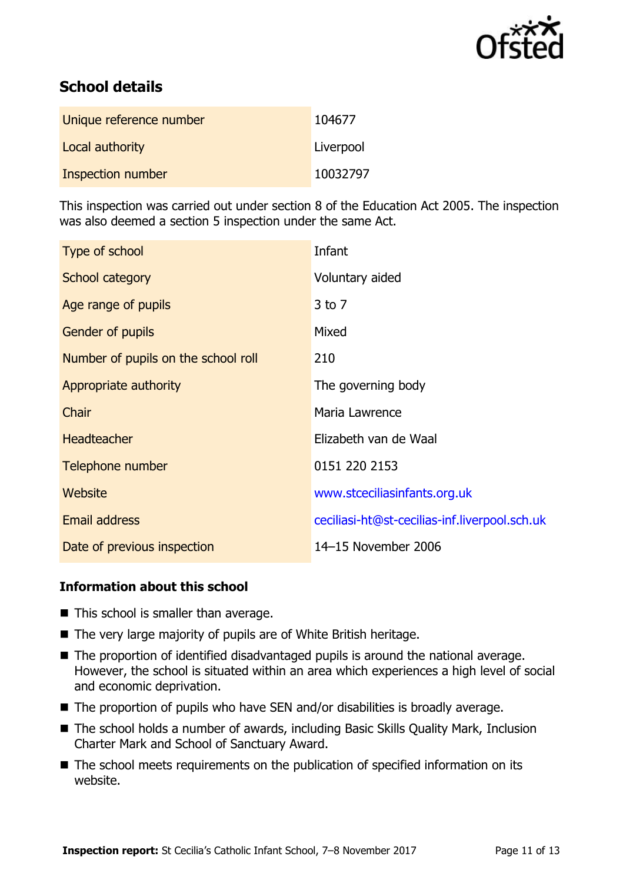## School details

| | |
|---|---|
| Unique reference number | 104677 |
| Local authority | Liverpool |
| Inspection number | 10032797 |

This inspection was carried out under section 8 of the Education Act 2005. The inspection was also deemed a section 5 inspection under the same Act.

| | |
|---|---|
| Type of school | Infant |
| School category | Voluntary aided |
| Age range of pupils | 3 to 7 |
| Gender of pupils | Mixed |
| Number of pupils on the school roll | 210 |
| Appropriate authority | The governing body |
| Chair | Maria Lawrence |
| Headteacher | Elizabeth van de Waal |
| Telephone number | 0151 220 2153 |
| Website | www.stceciliasinfants.org.uk |
| Email address | ceciliasi-ht@st-cecilias-inf.liverpool.sch.uk |
| Date of previous inspection | 14–15 November 2006 |

### Information about this school

- This school is smaller than average.
- The very large majority of pupils are of White British heritage.
- The proportion of identified disadvantaged pupils is around the national average. However, the school is situated within an area which experiences a high level of social and economic deprivation.
- The proportion of pupils who have SEN and/or disabilities is broadly average.
- The school holds a number of awards, including Basic Skills Quality Mark, Inclusion Charter Mark and School of Sanctuary Award.
- The school meets requirements on the publication of specified information on its website.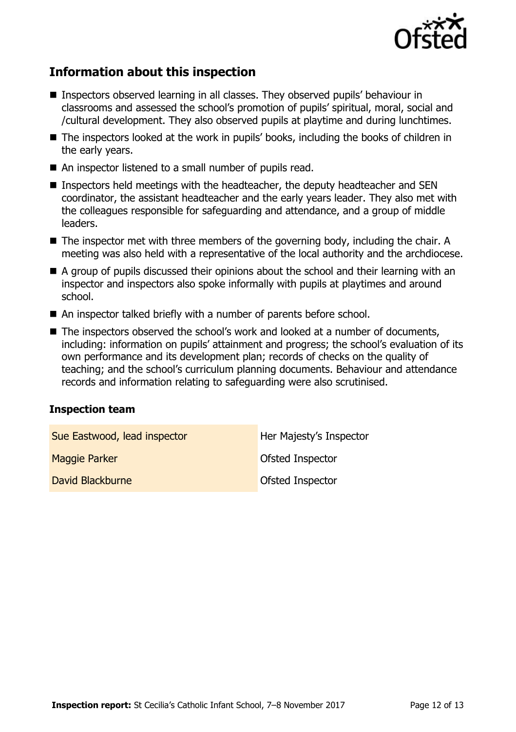## Information about this inspection

- Inspectors observed learning in all classes. They observed pupils' behaviour in classrooms and assessed the school's promotion of pupils' spiritual, moral, social and /cultural development. They also observed pupils at playtime and during lunchtimes.
- The inspectors looked at the work in pupils' books, including the books of children in the early years.
- An inspector listened to a small number of pupils read.
- Inspectors held meetings with the headteacher, the deputy headteacher and SEN coordinator, the assistant headteacher and the early years leader. They also met with the colleagues responsible for safeguarding and attendance, and a group of middle leaders.
- The inspector met with three members of the governing body, including the chair. A meeting was also held with a representative of the local authority and the archdiocese.
- A group of pupils discussed their opinions about the school and their learning with an inspector and inspectors also spoke informally with pupils at playtimes and around school.
- An inspector talked briefly with a number of parents before school.
- The inspectors observed the school's work and looked at a number of documents, including: information on pupils' attainment and progress; the school's evaluation of its own performance and its development plan; records of checks on the quality of teaching; and the school's curriculum planning documents. Behaviour and attendance records and information relating to safeguarding were also scrutinised.

### Inspection team

| | |
|---|---|
| Sue Eastwood, lead inspector | Her Majesty's Inspector |
| Maggie Parker | Ofsted Inspector |
| David Blackburne | Ofsted Inspector |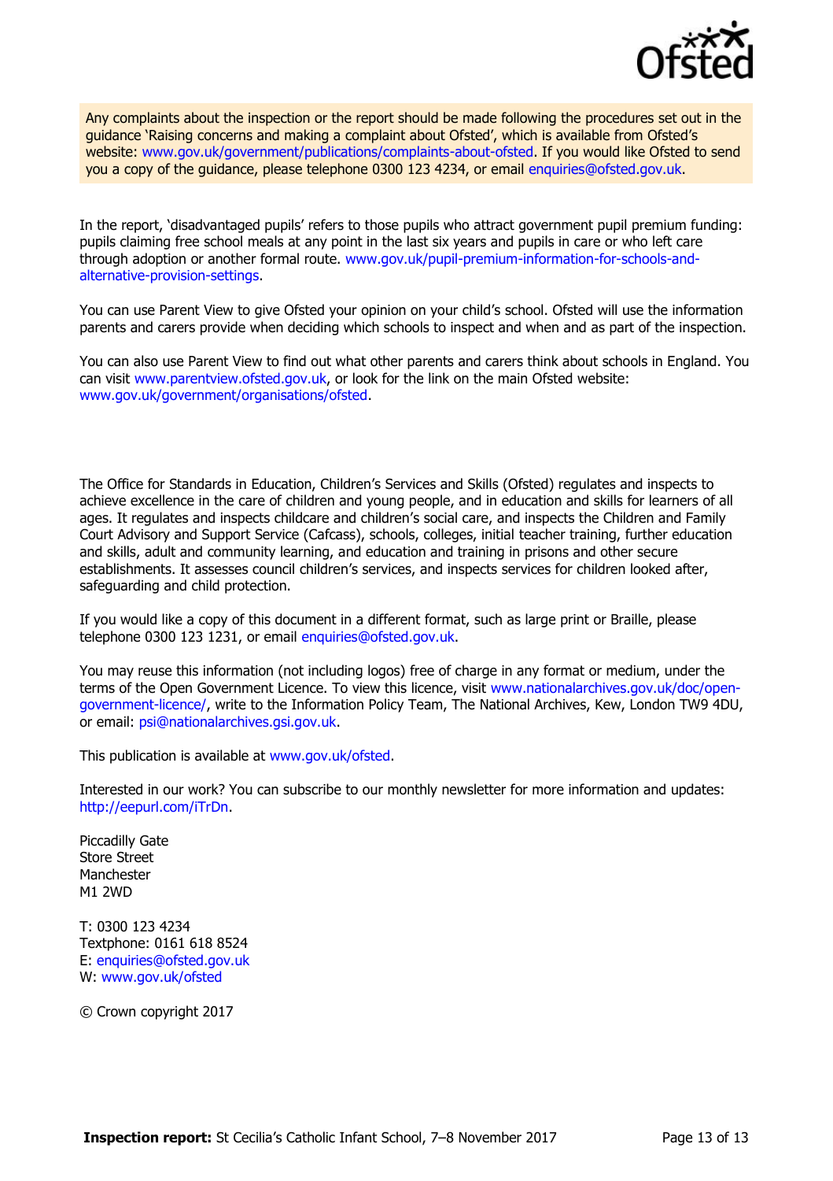Any complaints about the inspection or the report should be made following the procedures set out in the guidance 'Raising concerns and making a complaint about Ofsted', which is available from Ofsted's website: www.gov.uk/government/publications/complaints-about-ofsted. If you would like Ofsted to send you a copy of the guidance, please telephone 0300 123 4234, or email enquiries@ofsted.gov.uk.

In the report, 'disadvantaged pupils' refers to those pupils who attract government pupil premium funding: pupils claiming free school meals at any point in the last six years and pupils in care or who left care through adoption or another formal route. www.gov.uk/pupil-premium-information-for-schools-and-alternative-provision-settings.

You can use Parent View to give Ofsted your opinion on your child's school. Ofsted will use the information parents and carers provide when deciding which schools to inspect and when and as part of the inspection.

You can also use Parent View to find out what other parents and carers think about schools in England. You can visit www.parentview.ofsted.gov.uk, or look for the link on the main Ofsted website: www.gov.uk/government/organisations/ofsted.

The Office for Standards in Education, Children's Services and Skills (Ofsted) regulates and inspects to achieve excellence in the care of children and young people, and in education and skills for learners of all ages. It regulates and inspects childcare and children's social care, and inspects the Children and Family Court Advisory and Support Service (Cafcass), schools, colleges, initial teacher training, further education and skills, adult and community learning, and education and training in prisons and other secure establishments. It assesses council children's services, and inspects services for children looked after, safeguarding and child protection.

If you would like a copy of this document in a different format, such as large print or Braille, please telephone 0300 123 1231, or email enquiries@ofsted.gov.uk.

You may reuse this information (not including logos) free of charge in any format or medium, under the terms of the Open Government Licence. To view this licence, visit www.nationalarchives.gov.uk/doc/open-government-licence/, write to the Information Policy Team, The National Archives, Kew, London TW9 4DU, or email: psi@nationalarchives.gsi.gov.uk.

This publication is available at www.gov.uk/ofsted.

Interested in our work? You can subscribe to our monthly newsletter for more information and updates: http://eepurl.com/iTrDn.

Piccadilly Gate  
Store Street  
Manchester  
M1 2WD

T: 0300 123 4234  
Textphone: 0161 618 8524  
E: enquiries@ofsted.gov.uk  
W: www.gov.uk/ofsted

© Crown copyright 2017